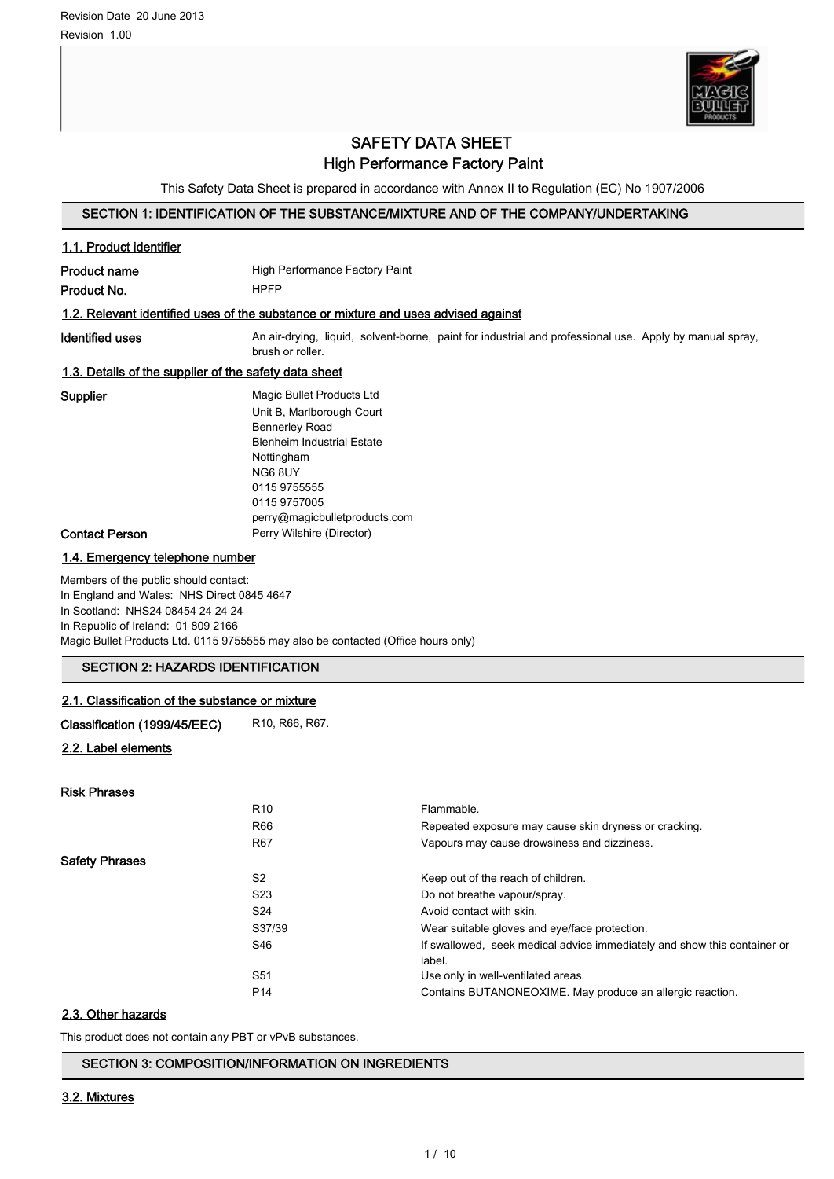Revision Date 20 June 2013

Revision 1.00

# SAFETY DATA SHEET
## High Performance Factory Paint

This Safety Data Sheet is prepared in accordance with Annex II to Regulation (EC) No 1907/2006

## SECTION 1: IDENTIFICATION OF THE SUBSTANCE/MIXTURE AND OF THE COMPANY/UNDERTAKING

### 1.1. Product identifier

| | |
|---|---|
| **Product name** | High Performance Factory Paint |
| **Product No.** | HPFP |

### 1.2. Relevant identified uses of the substance or mixture and uses advised against

| | |
|---|---|
| **Identified uses** | An air-drying, liquid, solvent-borne, paint for industrial and professional use. Apply by manual spray, brush or roller. |

### 1.3. Details of the supplier of the safety data sheet

| | |
|---|---|
| **Supplier** | Magic Bullet Products Ltd<br>Unit B, Marlborough Court<br>Bennerley Road<br>Blenheim Industrial Estate<br>Nottingham<br>NG6 8UY<br>0115 9755555<br>0115 9757005<br>perry@magicbulletproducts.com |
| **Contact Person** | Perry Wilshire (Director) |

### 1.4. Emergency telephone number

Members of the public should contact:
In England and Wales: NHS Direct 0845 4647
In Scotland: NHS24 08454 24 24 24
In Republic of Ireland: 01 809 2166
Magic Bullet Products Ltd. 0115 9755555 may also be contacted (Office hours only)

## SECTION 2: HAZARDS IDENTIFICATION

### 2.1. Classification of the substance or mixture

| | |
|---|---|
| **Classification (1999/45/EEC)** | R10, R66, R67. |

### 2.2. Label elements

**Risk Phrases**

| | |
|---|---|
| R10 | Flammable. |
| R66 | Repeated exposure may cause skin dryness or cracking. |
| R67 | Vapours may cause drowsiness and dizziness. |

**Safety Phrases**

| | |
|---|---|
| S2 | Keep out of the reach of children. |
| S23 | Do not breathe vapour/spray. |
| S24 | Avoid contact with skin. |
| S37/39 | Wear suitable gloves and eye/face protection. |
| S46 | If swallowed, seek medical advice immediately and show this container or label. |
| S51 | Use only in well-ventilated areas. |
| P14 | Contains BUTANONEOXIME. May produce an allergic reaction. |

### 2.3. Other hazards

This product does not contain any PBT or vPvB substances.

## SECTION 3: COMPOSITION/INFORMATION ON INGREDIENTS

### 3.2. Mixtures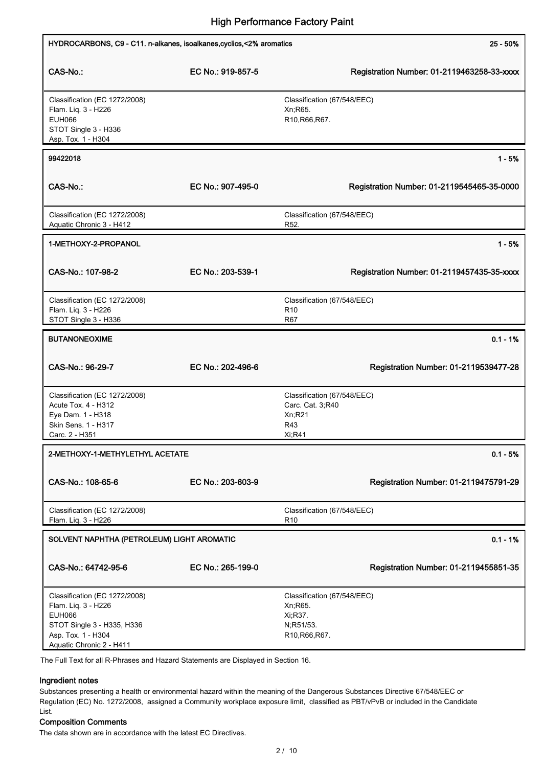| HYDROCARBONS, C9 - C11. n-alkanes, isoalkanes,cyclics,<2% aromatics | | 25 - 50% |
|---|---|---|
| CAS-No.: | EC No.: 919-857-5 | Registration Number: 01-2119463258-33-xxxx |
| Classification (EC 1272/2008)<br>Flam. Liq. 3 - H226<br>EUH066<br>STOT Single 3 - H336<br>Asp. Tox. 1 - H304 | | Classification (67/548/EEC)<br>Xn;R65.<br>R10,R66,R67. |

| 99422018 | | 1 - 5% |
|---|---|---|
| CAS-No.: | EC No.: 907-495-0 | Registration Number: 01-2119545465-35-0000 |
| Classification (EC 1272/2008)<br>Aquatic Chronic 3 - H412 | | Classification (67/548/EEC)<br>R52. |

| 1-METHOXY-2-PROPANOL | | 1 - 5% |
|---|---|---|
| CAS-No.: 107-98-2 | EC No.: 203-539-1 | Registration Number: 01-2119457435-35-xxxx |
| Classification (EC 1272/2008)<br>Flam. Liq. 3 - H226<br>STOT Single 3 - H336 | | Classification (67/548/EEC)<br>R10<br>R67 |

| BUTANONEOXIME | | 0.1 - 1% |
|---|---|---|
| CAS-No.: 96-29-7 | EC No.: 202-496-6 | Registration Number: 01-2119539477-28 |
| Classification (EC 1272/2008)<br>Acute Tox. 4 - H312<br>Eye Dam. 1 - H318<br>Skin Sens. 1 - H317<br>Carc. 2 - H351 | | Classification (67/548/EEC)<br>Carc. Cat. 3;R40<br>Xn;R21<br>R43<br>Xi;R41 |

| 2-METHOXY-1-METHYLETHYL ACETATE | | 0.1 - 5% |
|---|---|---|
| CAS-No.: 108-65-6 | EC No.: 203-603-9 | Registration Number: 01-2119475791-29 |
| Classification (EC 1272/2008)<br>Flam. Liq. 3 - H226 | | Classification (67/548/EEC)<br>R10 |

| SOLVENT NAPHTHA (PETROLEUM) LIGHT AROMATIC | | 0.1 - 1% |
|---|---|---|
| CAS-No.: 64742-95-6 | EC No.: 265-199-0 | Registration Number: 01-2119455851-35 |
| Classification (EC 1272/2008)<br>Flam. Liq. 3 - H226<br>EUH066<br>STOT Single 3 - H335, H336<br>Asp. Tox. 1 - H304<br>Aquatic Chronic 2 - H411 | | Classification (67/548/EEC)<br>Xn;R65.<br>Xi;R37.<br>N;R51/53.<br>R10,R66,R67. |

The Full Text for all R-Phrases and Hazard Statements are Displayed in Section 16.

### Ingredient notes

Substances presenting a health or environmental hazard within the meaning of the Dangerous Substances Directive 67/548/EEC or Regulation (EC) No. 1272/2008, assigned a Community workplace exposure limit, classified as PBT/vPvB or included in the Candidate List.

### Composition Comments

The data shown are in accordance with the latest EC Directives.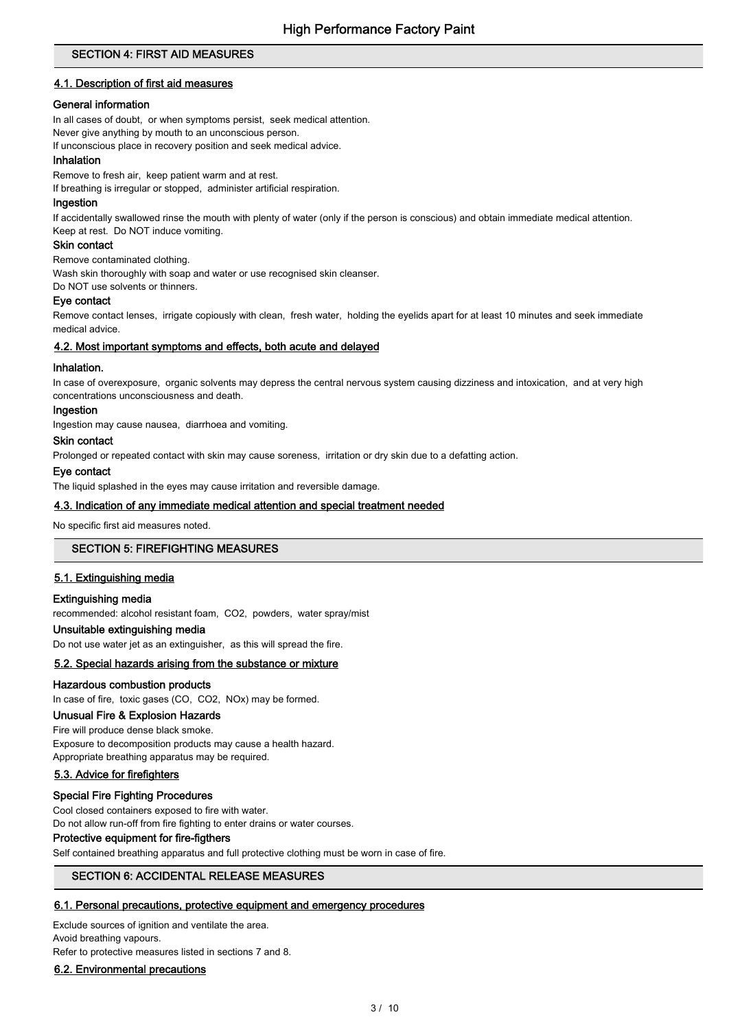## SECTION 4: FIRST AID MEASURES

### 4.1. Description of first aid measures

**General information**

In all cases of doubt, or when symptoms persist, seek medical attention.
Never give anything by mouth to an unconscious person.
If unconscious place in recovery position and seek medical advice.

**Inhalation**

Remove to fresh air, keep patient warm and at rest.
If breathing is irregular or stopped, administer artificial respiration.

**Ingestion**

If accidentally swallowed rinse the mouth with plenty of water (only if the person is conscious) and obtain immediate medical attention.
Keep at rest. Do NOT induce vomiting.

**Skin contact**

Remove contaminated clothing.
Wash skin thoroughly with soap and water or use recognised skin cleanser.
Do NOT use solvents or thinners.

**Eye contact**

Remove contact lenses, irrigate copiously with clean, fresh water, holding the eyelids apart for at least 10 minutes and seek immediate medical advice.

### 4.2. Most important symptoms and effects, both acute and delayed

**Inhalation.**

In case of overexposure, organic solvents may depress the central nervous system causing dizziness and intoxication, and at very high concentrations unconsciousness and death.

**Ingestion**

Ingestion may cause nausea, diarrhoea and vomiting.

**Skin contact**

Prolonged or repeated contact with skin may cause soreness, irritation or dry skin due to a defatting action.

**Eye contact**

The liquid splashed in the eyes may cause irritation and reversible damage.

### 4.3. Indication of any immediate medical attention and special treatment needed

No specific first aid measures noted.

## SECTION 5: FIREFIGHTING MEASURES

### 5.1. Extinguishing media

**Extinguishing media**

recommended: alcohol resistant foam, $CO_2$, powders, water spray/mist

**Unsuitable extinguishing media**

Do not use water jet as an extinguisher, as this will spread the fire.

### 5.2. Special hazards arising from the substance or mixture

**Hazardous combustion products**

In case of fire, toxic gases (CO, $CO_2$, $NO_x$) may be formed.

**Unusual Fire & Explosion Hazards**

Fire will produce dense black smoke.
Exposure to decomposition products may cause a health hazard.
Appropriate breathing apparatus may be required.

### 5.3. Advice for firefighters

**Special Fire Fighting Procedures**

Cool closed containers exposed to fire with water.
Do not allow run-off from fire fighting to enter drains or water courses.

**Protective equipment for fire-figthers**

Self contained breathing apparatus and full protective clothing must be worn in case of fire.

## SECTION 6: ACCIDENTAL RELEASE MEASURES

### 6.1. Personal precautions, protective equipment and emergency procedures

Exclude sources of ignition and ventilate the area.
Avoid breathing vapours.
Refer to protective measures listed in sections 7 and 8.

### 6.2. Environmental precautions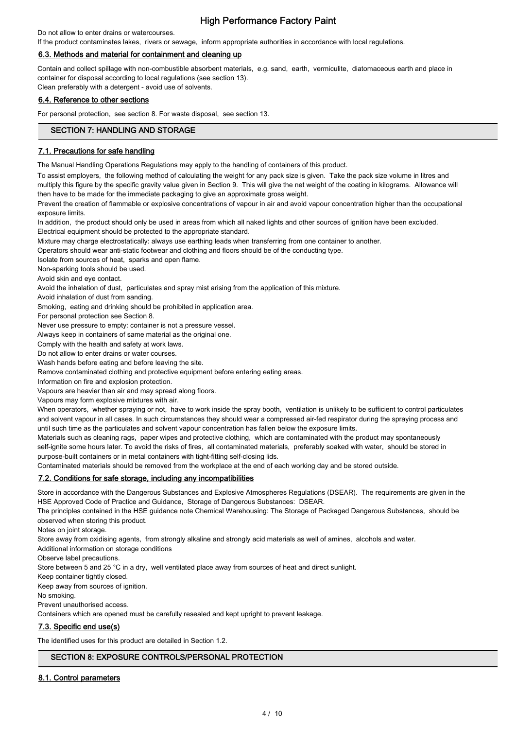Do not allow to enter drains or watercourses.

If the product contaminates lakes, rivers or sewage, inform appropriate authorities in accordance with local regulations.

### 6.3. Methods and material for containment and cleaning up

Contain and collect spillage with non-combustible absorbent materials, e.g. sand, earth, vermiculite, diatomaceous earth and place in container for disposal according to local regulations (see section 13).

Clean preferably with a detergent - avoid use of solvents.

### 6.4. Reference to other sections

For personal protection, see section 8. For waste disposal, see section 13.

## SECTION 7: HANDLING AND STORAGE

### 7.1. Precautions for safe handling

The Manual Handling Operations Regulations may apply to the handling of containers of this product.

To assist employers, the following method of calculating the weight for any pack size is given. Take the pack size volume in litres and multiply this figure by the specific gravity value given in Section 9. This will give the net weight of the coating in kilograms. Allowance will then have to be made for the immediate packaging to give an approximate gross weight.

Prevent the creation of flammable or explosive concentrations of vapour in air and avoid vapour concentration higher than the occupational exposure limits.

In addition, the product should only be used in areas from which all naked lights and other sources of ignition have been excluded.

Electrical equipment should be protected to the appropriate standard.

Mixture may charge electrostatically: always use earthing leads when transferring from one container to another.

Operators should wear anti-static footwear and clothing and floors should be of the conducting type.

Isolate from sources of heat, sparks and open flame.

Non-sparking tools should be used.

Avoid skin and eye contact.

Avoid the inhalation of dust, particulates and spray mist arising from the application of this mixture.

Avoid inhalation of dust from sanding.

Smoking, eating and drinking should be prohibited in application area.

For personal protection see Section 8.

Never use pressure to empty: container is not a pressure vessel.

Always keep in containers of same material as the original one.

Comply with the health and safety at work laws.

Do not allow to enter drains or water courses.

Wash hands before eating and before leaving the site.

Remove contaminated clothing and protective equipment before entering eating areas.

Information on fire and explosion protection.

Vapours are heavier than air and may spread along floors.

Vapours may form explosive mixtures with air.

When operators, whether spraying or not, have to work inside the spray booth, ventilation is unlikely to be sufficient to control particulates and solvent vapour in all cases. In such circumstances they should wear a compressed air-fed respirator during the spraying process and until such time as the particulates and solvent vapour concentration has fallen below the exposure limits.

Materials such as cleaning rags, paper wipes and protective clothing, which are contaminated with the product may spontaneously self-ignite some hours later. To avoid the risks of fires, all contaminated materials, preferably soaked with water, should be stored in purpose-built containers or in metal containers with tight-fitting self-closing lids.

Contaminated materials should be removed from the workplace at the end of each working day and be stored outside.

### 7.2. Conditions for safe storage, including any incompatibilities

Store in accordance with the Dangerous Substances and Explosive Atmospheres Regulations (DSEAR). The requirements are given in the HSE Approved Code of Practice and Guidance, Storage of Dangerous Substances: DSEAR.

The principles contained in the HSE guidance note Chemical Warehousing: The Storage of Packaged Dangerous Substances, should be observed when storing this product.

Notes on joint storage.

Store away from oxidising agents, from strongly alkaline and strongly acid materials as well of amines, alcohols and water.

Additional information on storage conditions

Observe label precautions.

Store between 5 and 25 °C in a dry, well ventilated place away from sources of heat and direct sunlight.

Keep container tightly closed.

Keep away from sources of ignition.

No smoking.

Prevent unauthorised access.

Containers which are opened must be carefully resealed and kept upright to prevent leakage.

### 7.3. Specific end use(s)

The identified uses for this product are detailed in Section 1.2.

## SECTION 8: EXPOSURE CONTROLS/PERSONAL PROTECTION

### 8.1. Control parameters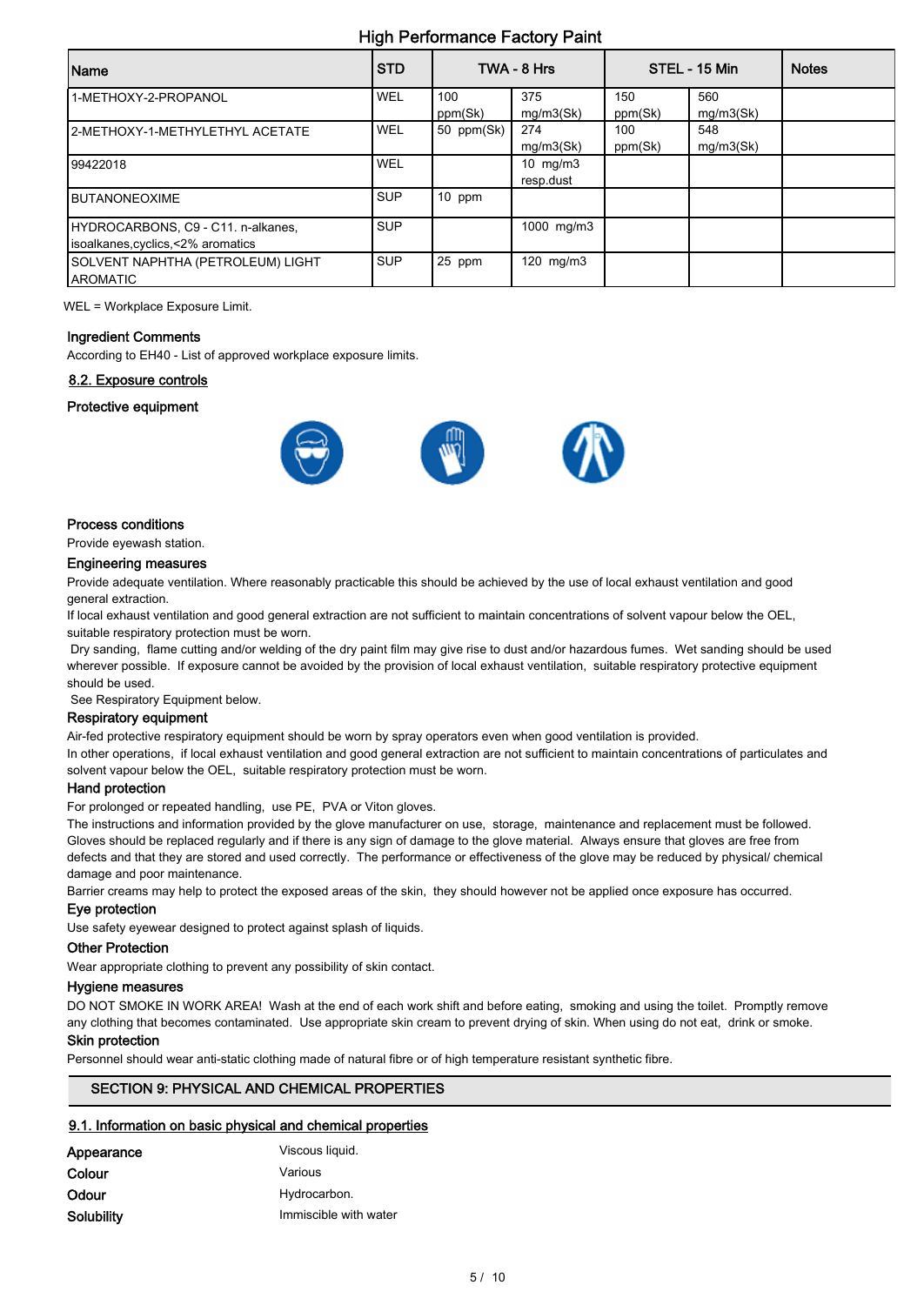High Performance Factory Paint

| Name | STD | TWA - 8 Hrs | | STEL - 15 Min | | Notes |
|---|---|---|---|---|---|---|
| 1-METHOXY-2-PROPANOL | WEL | 100 ppm(Sk) | 375 mg/m3(Sk) | 150 ppm(Sk) | 560 mg/m3(Sk) | |
| 2-METHOXY-1-METHYLETHYL ACETATE | WEL | 50 ppm(Sk) | 274 mg/m3(Sk) | 100 ppm(Sk) | 548 mg/m3(Sk) | |
| 99422018 | WEL | | 10 mg/m3 resp.dust | | | |
| BUTANONEOXIME | SUP | 10 ppm | | | | |
| HYDROCARBONS, C9 - C11. n-alkanes, isoalkanes,cyclics,<2% aromatics | SUP | | 1000 mg/m3 | | | |
| SOLVENT NAPHTHA (PETROLEUM) LIGHT AROMATIC | SUP | 25 ppm | 120 mg/m3 | | | |

WEL = Workplace Exposure Limit.

**Ingredient Comments**

According to EH40 - List of approved workplace exposure limits.

## 8.2. Exposure controls

**Protective equipment**

**Process conditions**

Provide eyewash station.

**Engineering measures**

Provide adequate ventilation. Where reasonably practicable this should be achieved by the use of local exhaust ventilation and good general extraction.

If local exhaust ventilation and good general extraction are not sufficient to maintain concentrations of solvent vapour below the OEL, suitable respiratory protection must be worn.

Dry sanding, flame cutting and/or welding of the dry paint film may give rise to dust and/or hazardous fumes. Wet sanding should be used wherever possible. If exposure cannot be avoided by the provision of local exhaust ventilation, suitable respiratory protective equipment should be used.

See Respiratory Equipment below.

**Respiratory equipment**

Air-fed protective respiratory equipment should be worn by spray operators even when good ventilation is provided.

In other operations, if local exhaust ventilation and good general extraction are not sufficient to maintain concentrations of particulates and solvent vapour below the OEL, suitable respiratory protection must be worn.

**Hand protection**

For prolonged or repeated handling, use PE, PVA or Viton gloves.

The instructions and information provided by the glove manufacturer on use, storage, maintenance and replacement must be followed. Gloves should be replaced regularly and if there is any sign of damage to the glove material. Always ensure that gloves are free from defects and that they are stored and used correctly. The performance or effectiveness of the glove may be reduced by physical/ chemical damage and poor maintenance.

Barrier creams may help to protect the exposed areas of the skin, they should however not be applied once exposure has occurred.

**Eye protection**

Use safety eyewear designed to protect against splash of liquids.

**Other Protection**

Wear appropriate clothing to prevent any possibility of skin contact.

**Hygiene measures**

DO NOT SMOKE IN WORK AREA! Wash at the end of each work shift and before eating, smoking and using the toilet. Promptly remove any clothing that becomes contaminated. Use appropriate skin cream to prevent drying of skin. When using do not eat, drink or smoke.

**Skin protection**

Personnel should wear anti-static clothing made of natural fibre or of high temperature resistant synthetic fibre.

# SECTION 9: PHYSICAL AND CHEMICAL PROPERTIES

## 9.1. Information on basic physical and chemical properties

| | |
|---|---|
| **Appearance** | Viscous liquid. |
| **Colour** | Various |
| **Odour** | Hydrocarbon. |
| **Solubility** | Immiscible with water |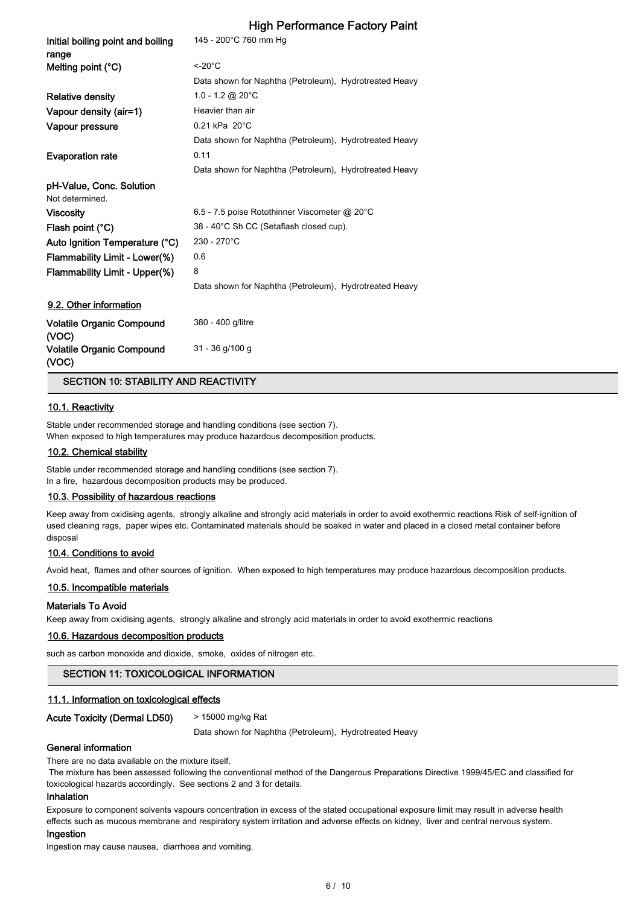| | |
|---|---|
| **Initial boiling point and boiling range** | 145 - 200°C 760 mm Hg |
| **Melting point (°C)** | <-20°C<br>Data shown for Naphtha (Petroleum), Hydrotreated Heavy |
| **Relative density** | 1.0 - 1.2 @ 20°C |
| **Vapour density (air=1)** | Heavier than air |
| **Vapour pressure** | 0.21 kPa 20°C<br>Data shown for Naphtha (Petroleum), Hydrotreated Heavy |
| **Evaporation rate** | 0.11<br>Data shown for Naphtha (Petroleum), Hydrotreated Heavy |

**pH-Value, Conc. Solution**
Not determined.

| | |
|---|---|
| **Viscosity** | 6.5 - 7.5 poise Rotothinner Viscometer @ 20°C |
| **Flash point (°C)** | 38 - 40°C Sh CC (Setaflash closed cup). |
| **Auto Ignition Temperature (°C)** | 230 - 270°C |
| **Flammability Limit - Lower(%)** | 0.6 |
| **Flammability Limit - Upper(%)** | 8<br>Data shown for Naphtha (Petroleum), Hydrotreated Heavy |

### 9.2. Other information

| | |
|---|---|
| **Volatile Organic Compound (VOC)** | 380 - 400 g/litre |
| **Volatile Organic Compound (VOC)** | 31 - 36 g/100 g |

## SECTION 10: STABILITY AND REACTIVITY

### 10.1. Reactivity

Stable under recommended storage and handling conditions (see section 7).
When exposed to high temperatures may produce hazardous decomposition products.

### 10.2. Chemical stability

Stable under recommended storage and handling conditions (see section 7).
In a fire, hazardous decomposition products may be produced.

### 10.3. Possibility of hazardous reactions

Keep away from oxidising agents, strongly alkaline and strongly acid materials in order to avoid exothermic reactions Risk of self-ignition of used cleaning rags, paper wipes etc. Contaminated materials should be soaked in water and placed in a closed metal container before disposal

### 10.4. Conditions to avoid

Avoid heat, flames and other sources of ignition. When exposed to high temperatures may produce hazardous decomposition products.

### 10.5. Incompatible materials

**Materials To Avoid**

Keep away from oxidising agents, strongly alkaline and strongly acid materials in order to avoid exothermic reactions

### 10.6. Hazardous decomposition products

such as carbon monoxide and dioxide, smoke, oxides of nitrogen etc.

## SECTION 11: TOXICOLOGICAL INFORMATION

### 11.1. Information on toxicological effects

| | |
|---|---|
| **Acute Toxicity (Dermal LD50)** | > 15000 mg/kg Rat<br>Data shown for Naphtha (Petroleum), Hydrotreated Heavy |

**General information**

There are no data available on the mixture itself.
The mixture has been assessed following the conventional method of the Dangerous Preparations Directive 1999/45/EC and classified for toxicological hazards accordingly. See sections 2 and 3 for details.

**Inhalation**

Exposure to component solvents vapours concentration in excess of the stated occupational exposure limit may result in adverse health effects such as mucous membrane and respiratory system irritation and adverse effects on kidney, liver and central nervous system.

**Ingestion**

Ingestion may cause nausea, diarrhoea and vomiting.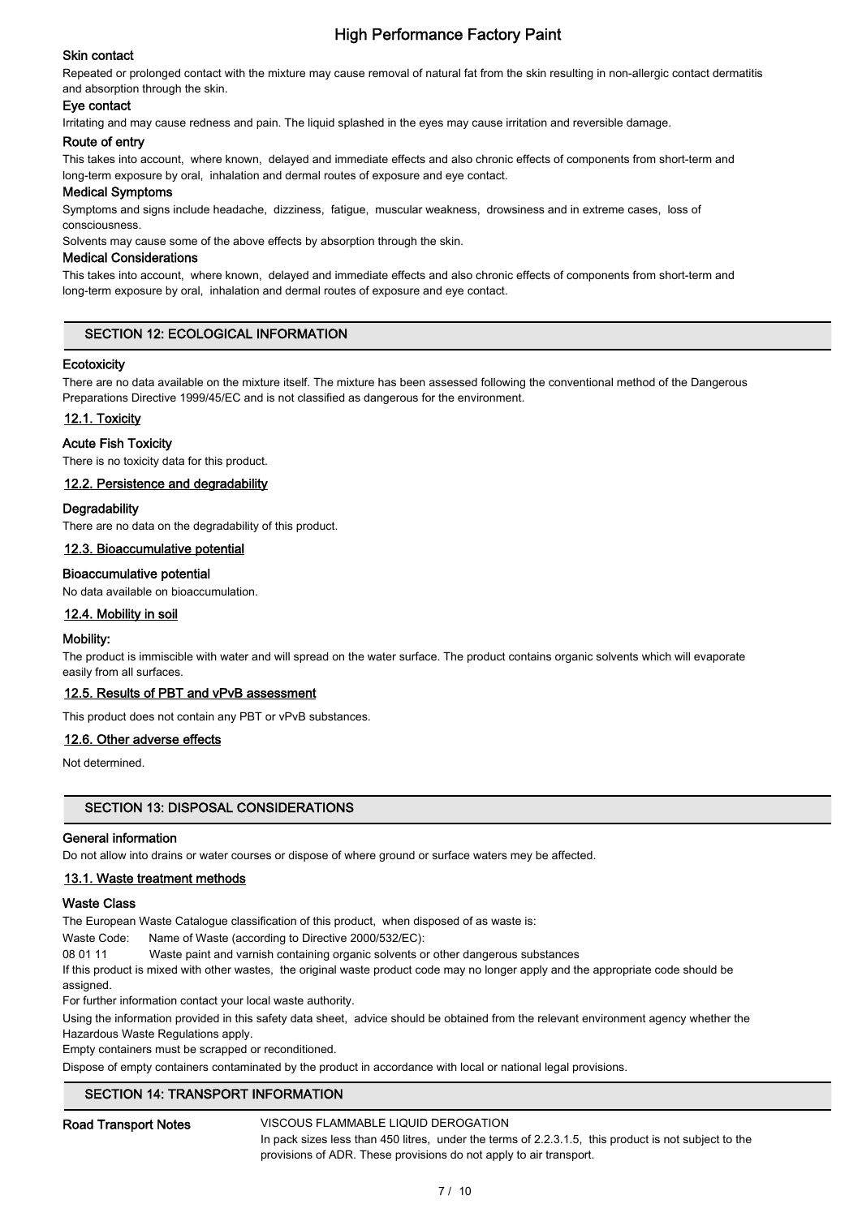### Skin contact

Repeated or prolonged contact with the mixture may cause removal of natural fat from the skin resulting in non-allergic contact dermatitis and absorption through the skin.

### Eye contact

Irritating and may cause redness and pain. The liquid splashed in the eyes may cause irritation and reversible damage.

### Route of entry

This takes into account, where known, delayed and immediate effects and also chronic effects of components from short-term and long-term exposure by oral, inhalation and dermal routes of exposure and eye contact.

### Medical Symptoms

Symptoms and signs include headache, dizziness, fatigue, muscular weakness, drowsiness and in extreme cases, loss of consciousness.

Solvents may cause some of the above effects by absorption through the skin.

### Medical Considerations

This takes into account, where known, delayed and immediate effects and also chronic effects of components from short-term and long-term exposure by oral, inhalation and dermal routes of exposure and eye contact.

## SECTION 12: ECOLOGICAL INFORMATION

### Ecotoxicity

There are no data available on the mixture itself. The mixture has been assessed following the conventional method of the Dangerous Preparations Directive 1999/45/EC and is not classified as dangerous for the environment.

### 12.1. Toxicity

### Acute Fish Toxicity

There is no toxicity data for this product.

### 12.2. Persistence and degradability

### Degradability

There are no data on the degradability of this product.

### 12.3. Bioaccumulative potential

### Bioaccumulative potential

No data available on bioaccumulation.

### 12.4. Mobility in soil

### Mobility:

The product is immiscible with water and will spread on the water surface. The product contains organic solvents which will evaporate easily from all surfaces.

### 12.5. Results of PBT and vPvB assessment

This product does not contain any PBT or vPvB substances.

### 12.6. Other adverse effects

Not determined.

## SECTION 13: DISPOSAL CONSIDERATIONS

### General information

Do not allow into drains or water courses or dispose of where ground or surface waters mey be affected.

### 13.1. Waste treatment methods

### Waste Class

The European Waste Catalogue classification of this product, when disposed of as waste is:

Waste Code: Name of Waste (according to Directive 2000/532/EC):

08 01 11 Waste paint and varnish containing organic solvents or other dangerous substances

If this product is mixed with other wastes, the original waste product code may no longer apply and the appropriate code should be assigned.

For further information contact your local waste authority.

Using the information provided in this safety data sheet, advice should be obtained from the relevant environment agency whether the Hazardous Waste Regulations apply.

Empty containers must be scrapped or reconditioned.

Dispose of empty containers contaminated by the product in accordance with local or national legal provisions.

## SECTION 14: TRANSPORT INFORMATION

**Road Transport Notes**

VISCOUS FLAMMABLE LIQUID DEROGATION

In pack sizes less than 450 litres, under the terms of 2.2.3.1.5, this product is not subject to the provisions of ADR. These provisions do not apply to air transport.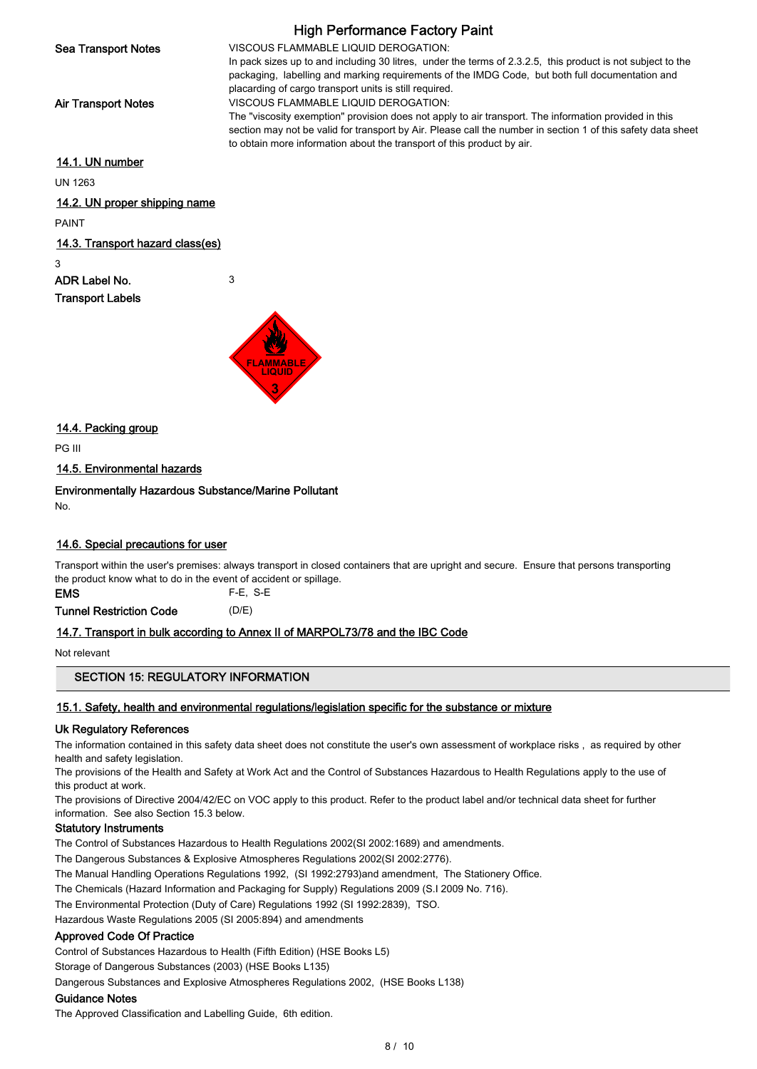**Sea Transport Notes**

VISCOUS FLAMMABLE LIQUID DEROGATION:
In pack sizes up to and including 30 litres, under the terms of 2.3.2.5, this product is not subject to the packaging, labelling and marking requirements of the IMDG Code, but both full documentation and placarding of cargo transport units is still required.

**Air Transport Notes**

VISCOUS FLAMMABLE LIQUID DEROGATION:
The "viscosity exemption" provision does not apply to air transport. The information provided in this section may not be valid for transport by Air. Please call the number in section 1 of this safety data sheet to obtain more information about the transport of this product by air.

### 14.1. UN number

UN 1263

### 14.2. UN proper shipping name

PAINT

### 14.3. Transport hazard class(es)

3

**ADR Label No.** 3

**Transport Labels**

FLAMMABLE LIQUID 3

### 14.4. Packing group

PG III

### 14.5. Environmental hazards

**Environmentally Hazardous Substance/Marine Pollutant**

No.

### 14.6. Special precautions for user

Transport within the user's premises: always transport in closed containers that are upright and secure. Ensure that persons transporting the product know what to do in the event of accident or spillage.

**EMS** F-E, S-E

**Tunnel Restriction Code** (D/E)

### 14.7. Transport in bulk according to Annex II of MARPOL73/78 and the IBC Code

Not relevant

## SECTION 15: REGULATORY INFORMATION

### 15.1. Safety, health and environmental regulations/legislation specific for the substance or mixture

**Uk Regulatory References**

The information contained in this safety data sheet does not constitute the user's own assessment of workplace risks , as required by other health and safety legislation.
The provisions of the Health and Safety at Work Act and the Control of Substances Hazardous to Health Regulations apply to the use of this product at work.
The provisions of Directive 2004/42/EC on VOC apply to this product. Refer to the product label and/or technical data sheet for further information. See also Section 15.3 below.

**Statutory Instruments**

The Control of Substances Hazardous to Health Regulations 2002(SI 2002:1689) and amendments.
The Dangerous Substances & Explosive Atmospheres Regulations 2002(SI 2002:2776).
The Manual Handling Operations Regulations 1992, (SI 1992:2793)and amendment, The Stationery Office.
The Chemicals (Hazard Information and Packaging for Supply) Regulations 2009 (S.I 2009 No. 716).
The Environmental Protection (Duty of Care) Regulations 1992 (SI 1992:2839), TSO.
Hazardous Waste Regulations 2005 (SI 2005:894) and amendments

**Approved Code Of Practice**

Control of Substances Hazardous to Health (Fifth Edition) (HSE Books L5)
Storage of Dangerous Substances (2003) (HSE Books L135)
Dangerous Substances and Explosive Atmospheres Regulations 2002, (HSE Books L138)

**Guidance Notes**

The Approved Classification and Labelling Guide, 6th edition.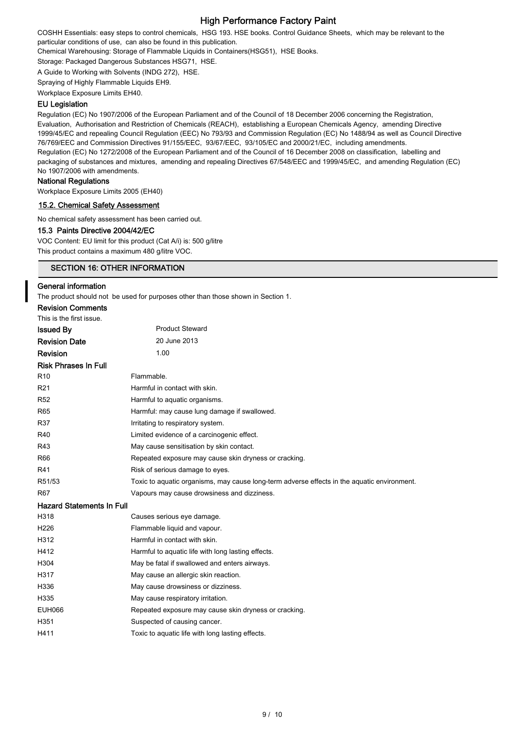COSHH Essentials: easy steps to control chemicals, HSG 193. HSE books. Control Guidance Sheets, which may be relevant to the particular conditions of use, can also be found in this publication.

Chemical Warehousing: Storage of Flammable Liquids in Containers(HSG51), HSE Books.

Storage: Packaged Dangerous Substances HSG71, HSE.

A Guide to Working with Solvents (INDG 272), HSE.

Spraying of Highly Flammable Liquids EH9.

Workplace Exposure Limits EH40.

### EU Legislation

Regulation (EC) No 1907/2006 of the European Parliament and of the Council of 18 December 2006 concerning the Registration, Evaluation, Authorisation and Restriction of Chemicals (REACH), establishing a European Chemicals Agency, amending Directive 1999/45/EC and repealing Council Regulation (EEC) No 793/93 and Commission Regulation (EC) No 1488/94 as well as Council Directive 76/769/EEC and Commission Directives 91/155/EEC, 93/67/EEC, 93/105/EC and 2000/21/EC, including amendments.

Regulation (EC) No 1272/2008 of the European Parliament and of the Council of 16 December 2008 on classification, labelling and packaging of substances and mixtures, amending and repealing Directives 67/548/EEC and 1999/45/EC, and amending Regulation (EC) No 1907/2006 with amendments.

### National Regulations

Workplace Exposure Limits 2005 (EH40)

### 15.2. Chemical Safety Assessment

No chemical safety assessment has been carried out.

### 15.3 Paints Directive 2004/42/EC

VOC Content: EU limit for this product (Cat A/i) is: 500 g/litre

This product contains a maximum 480 g/litre VOC.

## SECTION 16: OTHER INFORMATION

### General information

The product should not be used for purposes other than those shown in Section 1.

### Revision Comments

This is the first issue.

| | |
|---|---|
| **Issued By** | Product Steward |
| **Revision Date** | 20 June 2013 |
| **Revision** | 1.00 |

### Risk Phrases In Full

| | |
|---|---|
| R10 | Flammable. |
| R21 | Harmful in contact with skin. |
| R52 | Harmful to aquatic organisms. |
| R65 | Harmful: may cause lung damage if swallowed. |
| R37 | Irritating to respiratory system. |
| R40 | Limited evidence of a carcinogenic effect. |
| R43 | May cause sensitisation by skin contact. |
| R66 | Repeated exposure may cause skin dryness or cracking. |
| R41 | Risk of serious damage to eyes. |
| R51/53 | Toxic to aquatic organisms, may cause long-term adverse effects in the aquatic environment. |
| R67 | Vapours may cause drowsiness and dizziness. |

### Hazard Statements In Full

| | |
|---|---|
| H318 | Causes serious eye damage. |
| H226 | Flammable liquid and vapour. |
| H312 | Harmful in contact with skin. |
| H412 | Harmful to aquatic life with long lasting effects. |
| H304 | May be fatal if swallowed and enters airways. |
| H317 | May cause an allergic skin reaction. |
| H336 | May cause drowsiness or dizziness. |
| H335 | May cause respiratory irritation. |
| EUH066 | Repeated exposure may cause skin dryness or cracking. |
| H351 | Suspected of causing cancer. |
| H411 | Toxic to aquatic life with long lasting effects. |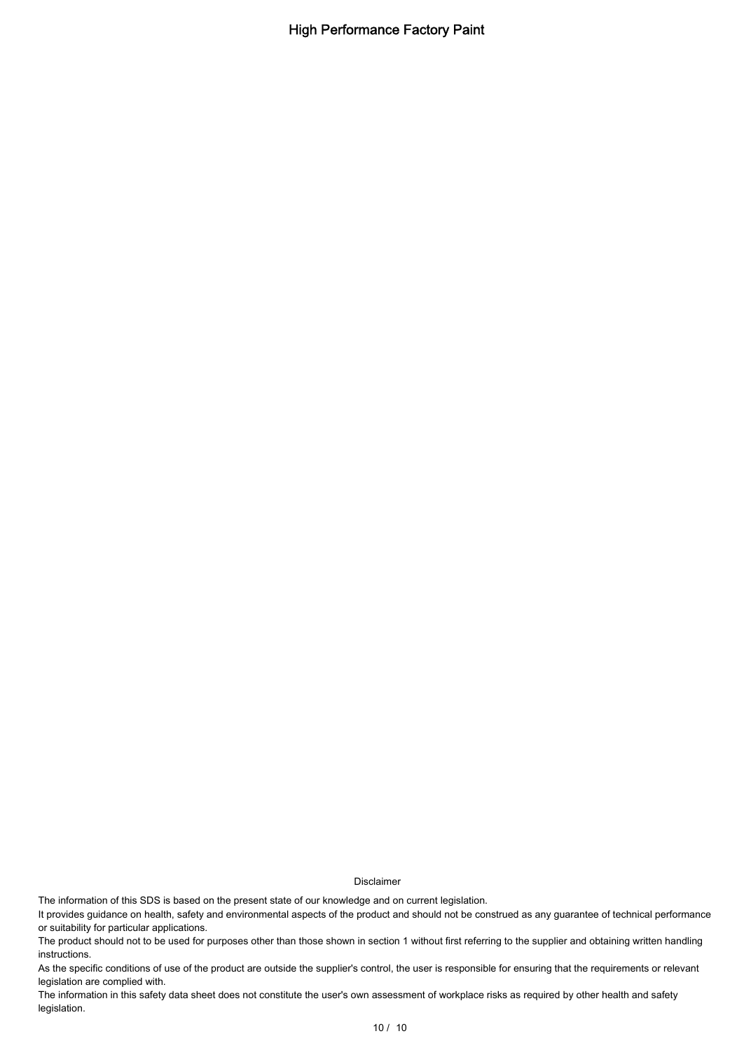Disclaimer

The information of this SDS is based on the present state of our knowledge and on current legislation.
It provides guidance on health, safety and environmental aspects of the product and should not be construed as any guarantee of technical performance or suitability for particular applications.
The product should not to be used for purposes other than those shown in section 1 without first referring to the supplier and obtaining written handling instructions.
As the specific conditions of use of the product are outside the supplier's control, the user is responsible for ensuring that the requirements or relevant legislation are complied with.
The information in this safety data sheet does not constitute the user's own assessment of workplace risks as required by other health and safety legislation.